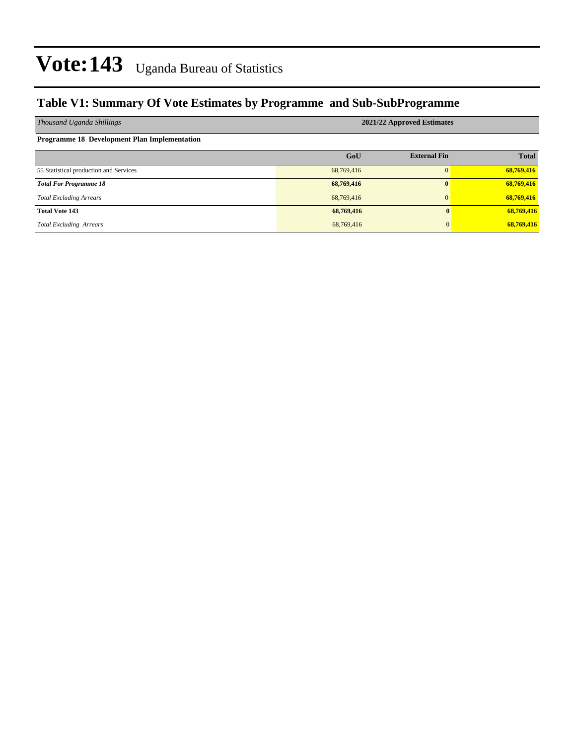# Vote:143 Uganda Bureau of Statistics

## Table V1: Summary Of Vote Estimates by Programme and Sub-SubProgramme

| *Thousand Uganda Shillings* | 2021/22 Approved Estimates | | |
|---|---|---|---|
| **Programme 18 Development Plan Implementation** | | | |
| | **GoU** | **External Fin** | **Total** |
| 55 Statistical production and Services | 68,769,416 | 0 | **68,769,416** |
| ***Total For Programme 18*** | **68,769,416** | **0** | **68,769,416** |
| *Total Excluding Arrears* | 68,769,416 | 0 | **68,769,416** |
| **Total Vote 143** | **68,769,416** | **0** | **68,769,416** |
| *Total Excluding Arrears* | 68,769,416 | 0 | **68,769,416** |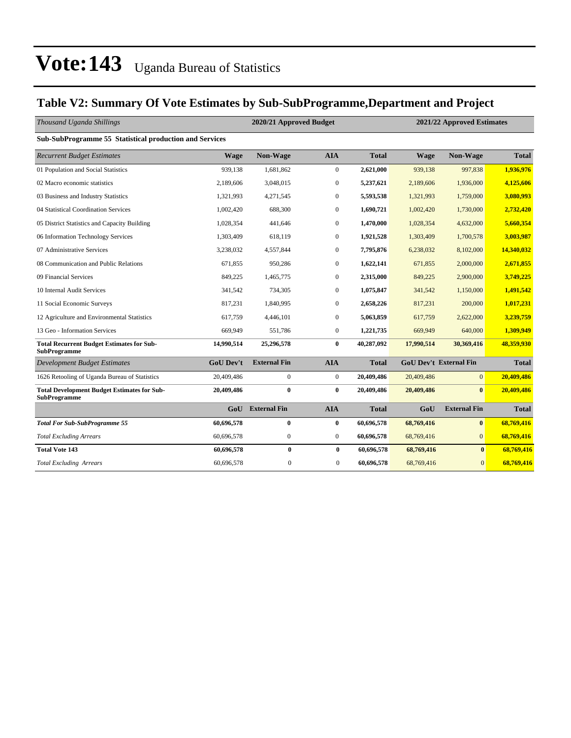# Vote:143 Uganda Bureau of Statistics

## Table V2: Summary Of Vote Estimates by Sub-SubProgramme,Department and Project

| *Thousand Uganda Shillings* | 2020/21 Approved Budget | | | | 2021/22 Approved Estimates | | |
|---|---|---|---|---|---|---|---|
| **Sub-SubProgramme 55 Statistical production and Services** | | | | | | | |
| *Recurrent Budget Estimates* | **Wage** | **Non-Wage** | **AIA** | **Total** | **Wage** | **Non-Wage** | **Total** |
| 01 Population and Social Statistics | 939,138 | 1,681,862 | 0 | **2,621,000** | 939,138 | 997,838 | **1,936,976** |
| 02 Macro economic statistics | 2,189,606 | 3,048,015 | 0 | **5,237,621** | 2,189,606 | 1,936,000 | **4,125,606** |
| 03 Business and Industry Statistics | 1,321,993 | 4,271,545 | 0 | **5,593,538** | 1,321,993 | 1,759,000 | **3,080,993** |
| 04 Statistical Coordination Services | 1,002,420 | 688,300 | 0 | **1,690,721** | 1,002,420 | 1,730,000 | **2,732,420** |
| 05 District Statistics and Capacity Building | 1,028,354 | 441,646 | 0 | **1,470,000** | 1,028,354 | 4,632,000 | **5,660,354** |
| 06 Information Technology Services | 1,303,409 | 618,119 | 0 | **1,921,528** | 1,303,409 | 1,700,578 | **3,003,987** |
| 07 Administrative Services | 3,238,032 | 4,557,844 | 0 | **7,795,876** | 6,238,032 | 8,102,000 | **14,340,032** |
| 08 Communication and Public Relations | 671,855 | 950,286 | 0 | **1,622,141** | 671,855 | 2,000,000 | **2,671,855** |
| 09 Financial Services | 849,225 | 1,465,775 | 0 | **2,315,000** | 849,225 | 2,900,000 | **3,749,225** |
| 10 Internal Audit Services | 341,542 | 734,305 | 0 | **1,075,847** | 341,542 | 1,150,000 | **1,491,542** |
| 11 Social Economic Surveys | 817,231 | 1,840,995 | 0 | **2,658,226** | 817,231 | 200,000 | **1,017,231** |
| 12 Agriculture and Environmental Statistics | 617,759 | 4,446,101 | 0 | **5,063,859** | 617,759 | 2,622,000 | **3,239,759** |
| 13 Geo - Information Services | 669,949 | 551,786 | 0 | **1,221,735** | 669,949 | 640,000 | **1,309,949** |
| **Total Recurrent Budget Estimates for Sub-SubProgramme** | **14,990,514** | **25,296,578** | **0** | **40,287,092** | **17,990,514** | **30,369,416** | **48,359,930** |
| *Development Budget Estimates* | **GoU Dev't** | **External Fin** | **AIA** | **Total** | **GoU Dev't** | **External Fin** | **Total** |
| 1626 Retooling of Uganda Bureau of Statistics | 20,409,486 | 0 | 0 | **20,409,486** | 20,409,486 | 0 | **20,409,486** |
| **Total Development Budget Estimates for Sub-SubProgramme** | **20,409,486** | **0** | **0** | **20,409,486** | **20,409,486** | **0** | **20,409,486** |
| | **GoU** | **External Fin** | **AIA** | **Total** | **GoU** | **External Fin** | **Total** |
| ***Total For Sub-SubProgramme 55*** | **60,696,578** | **0** | **0** | **60,696,578** | **68,769,416** | **0** | **68,769,416** |
| *Total Excluding Arrears* | 60,696,578 | 0 | 0 | **60,696,578** | 68,769,416 | 0 | **68,769,416** |
| **Total Vote 143** | **60,696,578** | **0** | **0** | **60,696,578** | **68,769,416** | **0** | **68,769,416** |
| *Total Excluding Arrears* | 60,696,578 | 0 | 0 | **60,696,578** | 68,769,416 | 0 | **68,769,416** |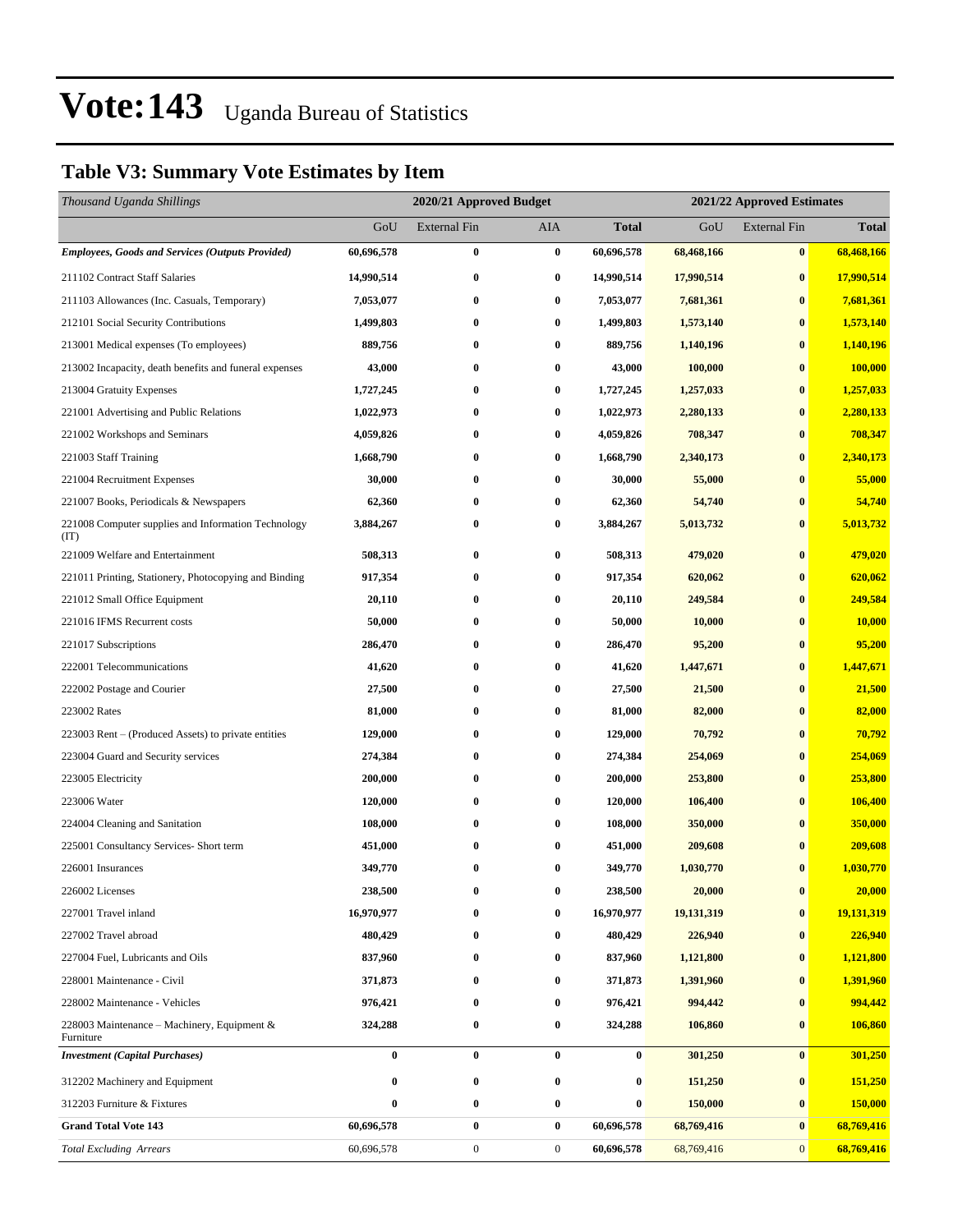# Vote:143 Uganda Bureau of Statistics

## Table V3: Summary Vote Estimates by Item

| *Thousand Uganda Shillings* | 2020/21 Approved Budget | | | | 2021/22 Approved Estimates | | |
|---|---|---|---|---|---|---|---|
| | GoU | External Fin | AIA | **Total** | GoU | External Fin | **Total** |
| ***Employees, Goods and Services (Outputs Provided)*** | **60,696,578** | **0** | **0** | **60,696,578** | **68,468,166** | **0** | **68,468,166** |
| 211102 Contract Staff Salaries | **14,990,514** | **0** | **0** | **14,990,514** | **17,990,514** | **0** | **17,990,514** |
| 211103 Allowances (Inc. Casuals, Temporary) | **7,053,077** | **0** | **0** | **7,053,077** | **7,681,361** | **0** | **7,681,361** |
| 212101 Social Security Contributions | **1,499,803** | **0** | **0** | **1,499,803** | **1,573,140** | **0** | **1,573,140** |
| 213001 Medical expenses (To employees) | **889,756** | **0** | **0** | **889,756** | **1,140,196** | **0** | **1,140,196** |
| 213002 Incapacity, death benefits and funeral expenses | **43,000** | **0** | **0** | **43,000** | **100,000** | **0** | **100,000** |
| 213004 Gratuity Expenses | **1,727,245** | **0** | **0** | **1,727,245** | **1,257,033** | **0** | **1,257,033** |
| 221001 Advertising and Public Relations | **1,022,973** | **0** | **0** | **1,022,973** | **2,280,133** | **0** | **2,280,133** |
| 221002 Workshops and Seminars | **4,059,826** | **0** | **0** | **4,059,826** | **708,347** | **0** | **708,347** |
| 221003 Staff Training | **1,668,790** | **0** | **0** | **1,668,790** | **2,340,173** | **0** | **2,340,173** |
| 221004 Recruitment Expenses | **30,000** | **0** | **0** | **30,000** | **55,000** | **0** | **55,000** |
| 221007 Books, Periodicals & Newspapers | **62,360** | **0** | **0** | **62,360** | **54,740** | **0** | **54,740** |
| 221008 Computer supplies and Information Technology (IT) | **3,884,267** | **0** | **0** | **3,884,267** | **5,013,732** | **0** | **5,013,732** |
| 221009 Welfare and Entertainment | **508,313** | **0** | **0** | **508,313** | **479,020** | **0** | **479,020** |
| 221011 Printing, Stationery, Photocopying and Binding | **917,354** | **0** | **0** | **917,354** | **620,062** | **0** | **620,062** |
| 221012 Small Office Equipment | **20,110** | **0** | **0** | **20,110** | **249,584** | **0** | **249,584** |
| 221016 IFMS Recurrent costs | **50,000** | **0** | **0** | **50,000** | **10,000** | **0** | **10,000** |
| 221017 Subscriptions | **286,470** | **0** | **0** | **286,470** | **95,200** | **0** | **95,200** |
| 222001 Telecommunications | **41,620** | **0** | **0** | **41,620** | **1,447,671** | **0** | **1,447,671** |
| 222002 Postage and Courier | **27,500** | **0** | **0** | **27,500** | **21,500** | **0** | **21,500** |
| 223002 Rates | **81,000** | **0** | **0** | **81,000** | **82,000** | **0** | **82,000** |
| 223003 Rent – (Produced Assets) to private entities | **129,000** | **0** | **0** | **129,000** | **70,792** | **0** | **70,792** |
| 223004 Guard and Security services | **274,384** | **0** | **0** | **274,384** | **254,069** | **0** | **254,069** |
| 223005 Electricity | **200,000** | **0** | **0** | **200,000** | **253,800** | **0** | **253,800** |
| 223006 Water | **120,000** | **0** | **0** | **120,000** | **106,400** | **0** | **106,400** |
| 224004 Cleaning and Sanitation | **108,000** | **0** | **0** | **108,000** | **350,000** | **0** | **350,000** |
| 225001 Consultancy Services- Short term | **451,000** | **0** | **0** | **451,000** | **209,608** | **0** | **209,608** |
| 226001 Insurances | **349,770** | **0** | **0** | **349,770** | **1,030,770** | **0** | **1,030,770** |
| 226002 Licenses | **238,500** | **0** | **0** | **238,500** | **20,000** | **0** | **20,000** |
| 227001 Travel inland | **16,970,977** | **0** | **0** | **16,970,977** | **19,131,319** | **0** | **19,131,319** |
| 227002 Travel abroad | **480,429** | **0** | **0** | **480,429** | **226,940** | **0** | **226,940** |
| 227004 Fuel, Lubricants and Oils | **837,960** | **0** | **0** | **837,960** | **1,121,800** | **0** | **1,121,800** |
| 228001 Maintenance - Civil | **371,873** | **0** | **0** | **371,873** | **1,391,960** | **0** | **1,391,960** |
| 228002 Maintenance - Vehicles | **976,421** | **0** | **0** | **976,421** | **994,442** | **0** | **994,442** |
| 228003 Maintenance – Machinery, Equipment & Furniture | **324,288** | **0** | **0** | **324,288** | **106,860** | **0** | **106,860** |
| ***Investment (Capital Purchases)*** | **0** | **0** | **0** | **0** | **301,250** | **0** | **301,250** |
| 312202 Machinery and Equipment | **0** | **0** | **0** | **0** | **151,250** | **0** | **151,250** |
| 312203 Furniture & Fixtures | **0** | **0** | **0** | **0** | **150,000** | **0** | **150,000** |
| **Grand Total Vote 143** | **60,696,578** | **0** | **0** | **60,696,578** | **68,769,416** | **0** | **68,769,416** |
| *Total Excluding Arrears* | 60,696,578 | 0 | 0 | **60,696,578** | 68,769,416 | 0 | **68,769,416** |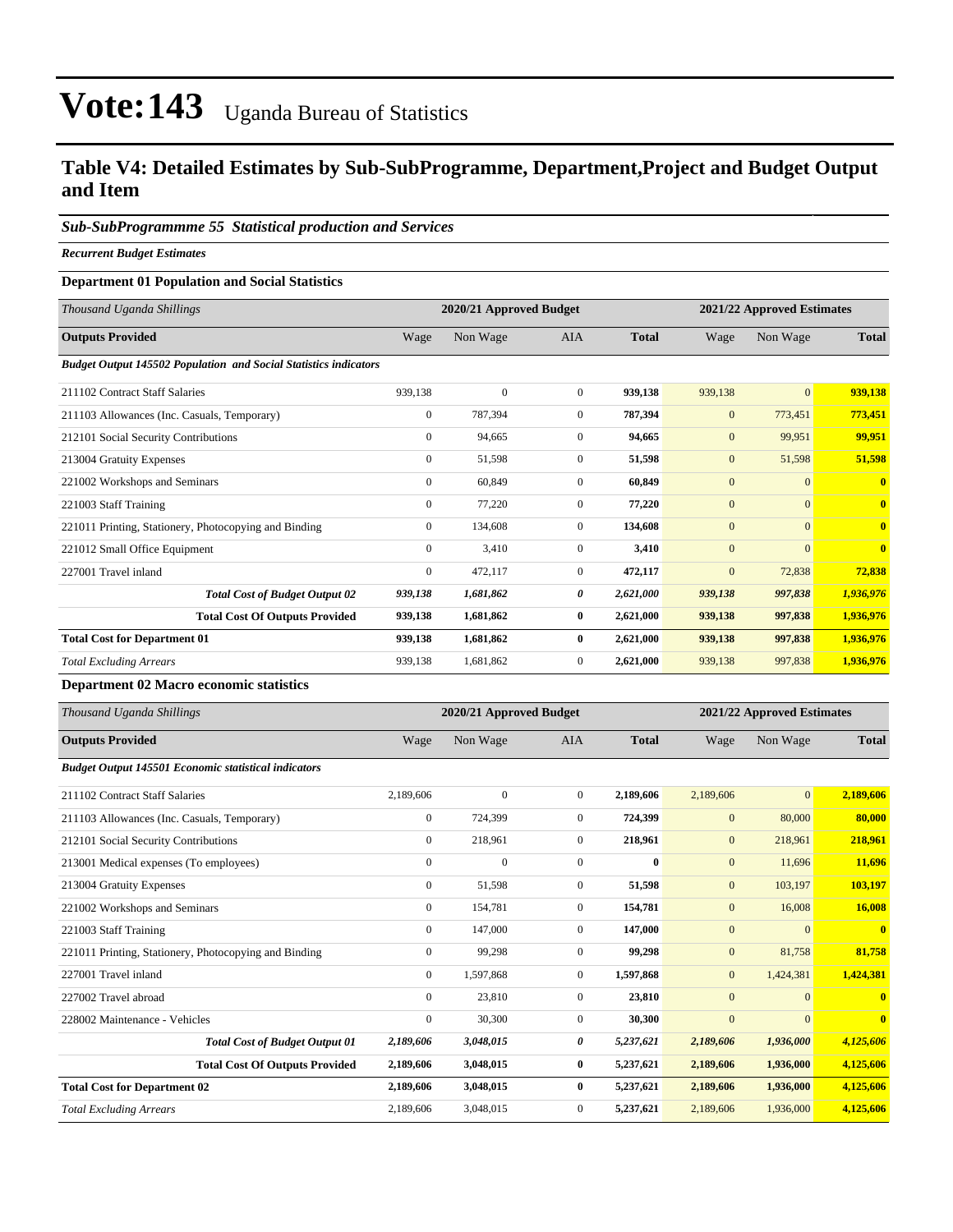# Vote:143 Uganda Bureau of Statistics

## Table V4: Detailed Estimates by Sub-SubProgramme, Department,Project and Budget Output and Item

### *Sub-SubProgrammme 55 Statistical production and Services*

***Recurrent Budget Estimates***

**Department 01 Population and Social Statistics**

| *Thousand Uganda Shillings* | 2020/21 Approved Budget | | | | 2021/22 Approved Estimates | | |
|---|---|---|---|---|---|---|---|
| **Outputs Provided** | Wage | Non Wage | AIA | **Total** | Wage | Non Wage | **Total** |
| ***Budget Output 145502 Population and Social Statistics indicators*** | | | | | | | |
| 211102 Contract Staff Salaries | 939,138 | 0 | 0 | **939,138** | 939,138 | 0 | **939,138** |
| 211103 Allowances (Inc. Casuals, Temporary) | 0 | 787,394 | 0 | **787,394** | 0 | 773,451 | **773,451** |
| 212101 Social Security Contributions | 0 | 94,665 | 0 | **94,665** | 0 | 99,951 | **99,951** |
| 213004 Gratuity Expenses | 0 | 51,598 | 0 | **51,598** | 0 | 51,598 | **51,598** |
| 221002 Workshops and Seminars | 0 | 60,849 | 0 | **60,849** | 0 | 0 | **0** |
| 221003 Staff Training | 0 | 77,220 | 0 | **77,220** | 0 | 0 | **0** |
| 221011 Printing, Stationery, Photocopying and Binding | 0 | 134,608 | 0 | **134,608** | 0 | 0 | **0** |
| 221012 Small Office Equipment | 0 | 3,410 | 0 | **3,410** | 0 | 0 | **0** |
| 227001 Travel inland | 0 | 472,117 | 0 | **472,117** | 0 | 72,838 | **72,838** |
| ***Total Cost of Budget Output 02*** | ***939,138*** | ***1,681,862*** | ***0*** | ***2,621,000*** | ***939,138*** | ***997,838*** | ***1,936,976*** |
| **Total Cost Of Outputs Provided** | **939,138** | **1,681,862** | **0** | **2,621,000** | **939,138** | **997,838** | **1,936,976** |
| **Total Cost for Department 01** | **939,138** | **1,681,862** | **0** | **2,621,000** | **939,138** | **997,838** | **1,936,976** |
| *Total Excluding Arrears* | 939,138 | 1,681,862 | 0 | **2,621,000** | 939,138 | 997,838 | **1,936,976** |

**Department 02 Macro economic statistics**

| *Thousand Uganda Shillings* | 2020/21 Approved Budget | | | | 2021/22 Approved Estimates | | |
|---|---|---|---|---|---|---|---|
| **Outputs Provided** | Wage | Non Wage | AIA | **Total** | Wage | Non Wage | **Total** |
| ***Budget Output 145501 Economic statistical indicators*** | | | | | | | |
| 211102 Contract Staff Salaries | 2,189,606 | 0 | 0 | **2,189,606** | 2,189,606 | 0 | **2,189,606** |
| 211103 Allowances (Inc. Casuals, Temporary) | 0 | 724,399 | 0 | **724,399** | 0 | 80,000 | **80,000** |
| 212101 Social Security Contributions | 0 | 218,961 | 0 | **218,961** | 0 | 218,961 | **218,961** |
| 213001 Medical expenses (To employees) | 0 | 0 | 0 | **0** | 0 | 11,696 | **11,696** |
| 213004 Gratuity Expenses | 0 | 51,598 | 0 | **51,598** | 0 | 103,197 | **103,197** |
| 221002 Workshops and Seminars | 0 | 154,781 | 0 | **154,781** | 0 | 16,008 | **16,008** |
| 221003 Staff Training | 0 | 147,000 | 0 | **147,000** | 0 | 0 | **0** |
| 221011 Printing, Stationery, Photocopying and Binding | 0 | 99,298 | 0 | **99,298** | 0 | 81,758 | **81,758** |
| 227001 Travel inland | 0 | 1,597,868 | 0 | **1,597,868** | 0 | 1,424,381 | **1,424,381** |
| 227002 Travel abroad | 0 | 23,810 | 0 | **23,810** | 0 | 0 | **0** |
| 228002 Maintenance - Vehicles | 0 | 30,300 | 0 | **30,300** | 0 | 0 | **0** |
| ***Total Cost of Budget Output 01*** | ***2,189,606*** | ***3,048,015*** | ***0*** | ***5,237,621*** | ***2,189,606*** | ***1,936,000*** | ***4,125,606*** |
| **Total Cost Of Outputs Provided** | **2,189,606** | **3,048,015** | **0** | **5,237,621** | **2,189,606** | **1,936,000** | **4,125,606** |
| **Total Cost for Department 02** | **2,189,606** | **3,048,015** | **0** | **5,237,621** | **2,189,606** | **1,936,000** | **4,125,606** |
| *Total Excluding Arrears* | 2,189,606 | 3,048,015 | 0 | **5,237,621** | 2,189,606 | 1,936,000 | **4,125,606** |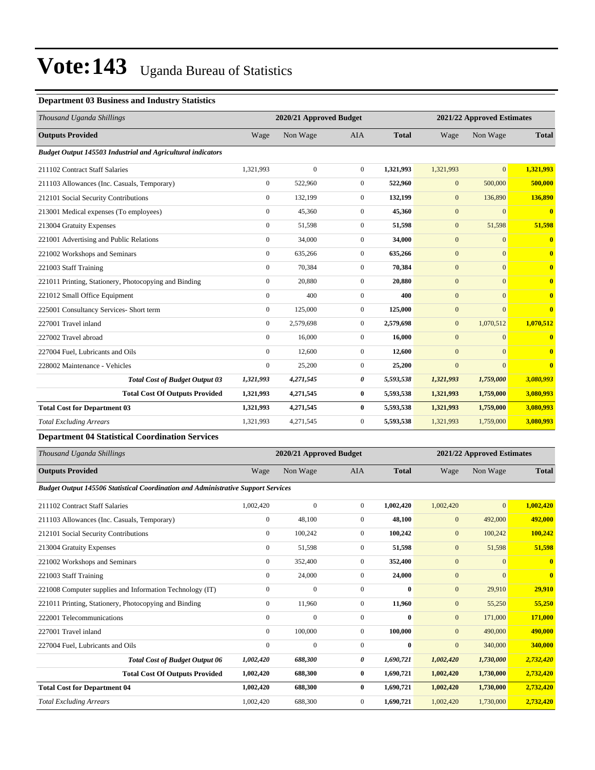# Vote:143 Uganda Bureau of Statistics

### Department 03 Business and Industry Statistics

| Thousand Uganda Shillings | 2020/21 Approved Budget | | | | 2021/22 Approved Estimates | | |
|---|---|---|---|---|---|---|---|
| **Outputs Provided** | Wage | Non Wage | AIA | **Total** | Wage | Non Wage | **Total** |
| ***Budget Output 145503 Industrial and Agricultural indicators*** | | | | | | | |
| 211102 Contract Staff Salaries | 1,321,993 | 0 | 0 | **1,321,993** | 1,321,993 | 0 | **1,321,993** |
| 211103 Allowances (Inc. Casuals, Temporary) | 0 | 522,960 | 0 | **522,960** | 0 | 500,000 | **500,000** |
| 212101 Social Security Contributions | 0 | 132,199 | 0 | **132,199** | 0 | 136,890 | **136,890** |
| 213001 Medical expenses (To employees) | 0 | 45,360 | 0 | **45,360** | 0 | 0 | **0** |
| 213004 Gratuity Expenses | 0 | 51,598 | 0 | **51,598** | 0 | 51,598 | **51,598** |
| 221001 Advertising and Public Relations | 0 | 34,000 | 0 | **34,000** | 0 | 0 | **0** |
| 221002 Workshops and Seminars | 0 | 635,266 | 0 | **635,266** | 0 | 0 | **0** |
| 221003 Staff Training | 0 | 70,384 | 0 | **70,384** | 0 | 0 | **0** |
| 221011 Printing, Stationery, Photocopying and Binding | 0 | 20,880 | 0 | **20,880** | 0 | 0 | **0** |
| 221012 Small Office Equipment | 0 | 400 | 0 | **400** | 0 | 0 | **0** |
| 225001 Consultancy Services- Short term | 0 | 125,000 | 0 | **125,000** | 0 | 0 | **0** |
| 227001 Travel inland | 0 | 2,579,698 | 0 | **2,579,698** | 0 | 1,070,512 | **1,070,512** |
| 227002 Travel abroad | 0 | 16,000 | 0 | **16,000** | 0 | 0 | **0** |
| 227004 Fuel, Lubricants and Oils | 0 | 12,600 | 0 | **12,600** | 0 | 0 | **0** |
| 228002 Maintenance - Vehicles | 0 | 25,200 | 0 | **25,200** | 0 | 0 | **0** |
| ***Total Cost of Budget Output 03*** | ***1,321,993*** | ***4,271,545*** | ***0*** | ***5,593,538*** | ***1,321,993*** | ***1,759,000*** | ***3,080,993*** |
| **Total Cost Of Outputs Provided** | **1,321,993** | **4,271,545** | **0** | **5,593,538** | **1,321,993** | **1,759,000** | **3,080,993** |
| **Total Cost for Department 03** | **1,321,993** | **4,271,545** | **0** | **5,593,538** | **1,321,993** | **1,759,000** | **3,080,993** |
| *Total Excluding Arrears* | 1,321,993 | 4,271,545 | 0 | **5,593,538** | 1,321,993 | 1,759,000 | **3,080,993** |

### Department 04 Statistical Coordination Services

| Thousand Uganda Shillings | 2020/21 Approved Budget | | | | 2021/22 Approved Estimates | | |
|---|---|---|---|---|---|---|---|
| **Outputs Provided** | Wage | Non Wage | AIA | **Total** | Wage | Non Wage | **Total** |
| ***Budget Output 145506 Statistical Coordination and Administrative Support Services*** | | | | | | | |
| 211102 Contract Staff Salaries | 1,002,420 | 0 | 0 | **1,002,420** | 1,002,420 | 0 | **1,002,420** |
| 211103 Allowances (Inc. Casuals, Temporary) | 0 | 48,100 | 0 | **48,100** | 0 | 492,000 | **492,000** |
| 212101 Social Security Contributions | 0 | 100,242 | 0 | **100,242** | 0 | 100,242 | **100,242** |
| 213004 Gratuity Expenses | 0 | 51,598 | 0 | **51,598** | 0 | 51,598 | **51,598** |
| 221002 Workshops and Seminars | 0 | 352,400 | 0 | **352,400** | 0 | 0 | **0** |
| 221003 Staff Training | 0 | 24,000 | 0 | **24,000** | 0 | 0 | **0** |
| 221008 Computer supplies and Information Technology (IT) | 0 | 0 | 0 | **0** | 0 | 29,910 | **29,910** |
| 221011 Printing, Stationery, Photocopying and Binding | 0 | 11,960 | 0 | **11,960** | 0 | 55,250 | **55,250** |
| 222001 Telecommunications | 0 | 0 | 0 | **0** | 0 | 171,000 | **171,000** |
| 227001 Travel inland | 0 | 100,000 | 0 | **100,000** | 0 | 490,000 | **490,000** |
| 227004 Fuel, Lubricants and Oils | 0 | 0 | 0 | **0** | 0 | 340,000 | **340,000** |
| ***Total Cost of Budget Output 06*** | ***1,002,420*** | ***688,300*** | ***0*** | ***1,690,721*** | ***1,002,420*** | ***1,730,000*** | ***2,732,420*** |
| **Total Cost Of Outputs Provided** | **1,002,420** | **688,300** | **0** | **1,690,721** | **1,002,420** | **1,730,000** | **2,732,420** |
| **Total Cost for Department 04** | **1,002,420** | **688,300** | **0** | **1,690,721** | **1,002,420** | **1,730,000** | **2,732,420** |
| *Total Excluding Arrears* | 1,002,420 | 688,300 | 0 | **1,690,721** | 1,002,420 | 1,730,000 | **2,732,420** |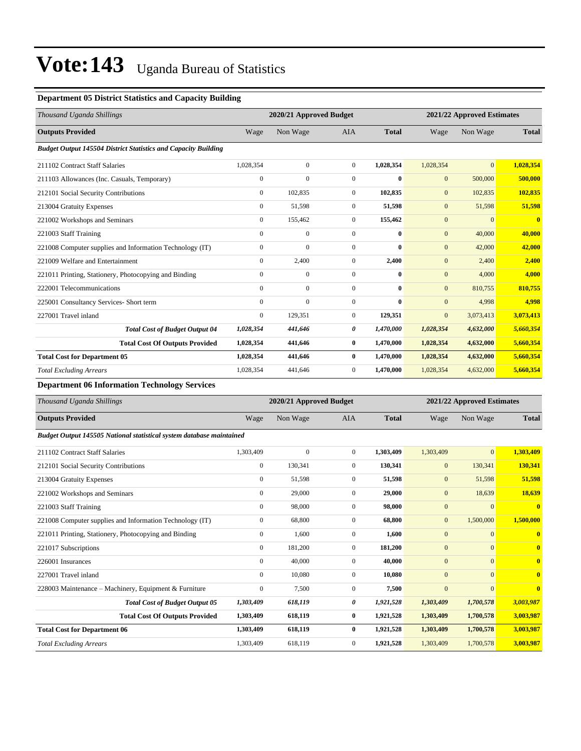# Vote:143 Uganda Bureau of Statistics

### Department 05 District Statistics and Capacity Building

| Thousand Uganda Shillings | 2020/21 Approved Budget | | | | 2021/22 Approved Estimates | | |
|---|---|---|---|---|---|---|---|
| **Outputs Provided** | Wage | Non Wage | AIA | **Total** | Wage | Non Wage | **Total** |
| ***Budget Output 145504 District Statistics and Capacity Building*** | | | | | | | |
| 211102 Contract Staff Salaries | 1,028,354 | 0 | 0 | **1,028,354** | 1,028,354 | 0 | **1,028,354** |
| 211103 Allowances (Inc. Casuals, Temporary) | 0 | 0 | 0 | **0** | 0 | 500,000 | **500,000** |
| 212101 Social Security Contributions | 0 | 102,835 | 0 | **102,835** | 0 | 102,835 | **102,835** |
| 213004 Gratuity Expenses | 0 | 51,598 | 0 | **51,598** | 0 | 51,598 | **51,598** |
| 221002 Workshops and Seminars | 0 | 155,462 | 0 | **155,462** | 0 | 0 | **0** |
| 221003 Staff Training | 0 | 0 | 0 | **0** | 0 | 40,000 | **40,000** |
| 221008 Computer supplies and Information Technology (IT) | 0 | 0 | 0 | **0** | 0 | 42,000 | **42,000** |
| 221009 Welfare and Entertainment | 0 | 2,400 | 0 | **2,400** | 0 | 2,400 | **2,400** |
| 221011 Printing, Stationery, Photocopying and Binding | 0 | 0 | 0 | **0** | 0 | 4,000 | **4,000** |
| 222001 Telecommunications | 0 | 0 | 0 | **0** | 0 | 810,755 | **810,755** |
| 225001 Consultancy Services- Short term | 0 | 0 | 0 | **0** | 0 | 4,998 | **4,998** |
| 227001 Travel inland | 0 | 129,351 | 0 | **129,351** | 0 | 3,073,413 | **3,073,413** |
| ***Total Cost of Budget Output 04*** | ***1,028,354*** | ***441,646*** | ***0*** | ***1,470,000*** | ***1,028,354*** | ***4,632,000*** | ***5,660,354*** |
| **Total Cost Of Outputs Provided** | **1,028,354** | **441,646** | **0** | **1,470,000** | **1,028,354** | **4,632,000** | **5,660,354** |
| **Total Cost for Department 05** | **1,028,354** | **441,646** | **0** | **1,470,000** | **1,028,354** | **4,632,000** | **5,660,354** |
| *Total Excluding Arrears* | 1,028,354 | 441,646 | 0 | **1,470,000** | 1,028,354 | 4,632,000 | **5,660,354** |

### Department 06 Information Technology Services

| Thousand Uganda Shillings | 2020/21 Approved Budget | | | | 2021/22 Approved Estimates | | |
|---|---|---|---|---|---|---|---|
| **Outputs Provided** | Wage | Non Wage | AIA | **Total** | Wage | Non Wage | **Total** |
| ***Budget Output 145505 National statistical system database maintained*** | | | | | | | |
| 211102 Contract Staff Salaries | 1,303,409 | 0 | 0 | **1,303,409** | 1,303,409 | 0 | **1,303,409** |
| 212101 Social Security Contributions | 0 | 130,341 | 0 | **130,341** | 0 | 130,341 | **130,341** |
| 213004 Gratuity Expenses | 0 | 51,598 | 0 | **51,598** | 0 | 51,598 | **51,598** |
| 221002 Workshops and Seminars | 0 | 29,000 | 0 | **29,000** | 0 | 18,639 | **18,639** |
| 221003 Staff Training | 0 | 98,000 | 0 | **98,000** | 0 | 0 | **0** |
| 221008 Computer supplies and Information Technology (IT) | 0 | 68,800 | 0 | **68,800** | 0 | 1,500,000 | **1,500,000** |
| 221011 Printing, Stationery, Photocopying and Binding | 0 | 1,600 | 0 | **1,600** | 0 | 0 | **0** |
| 221017 Subscriptions | 0 | 181,200 | 0 | **181,200** | 0 | 0 | **0** |
| 226001 Insurances | 0 | 40,000 | 0 | **40,000** | 0 | 0 | **0** |
| 227001 Travel inland | 0 | 10,080 | 0 | **10,080** | 0 | 0 | **0** |
| 228003 Maintenance – Machinery, Equipment & Furniture | 0 | 7,500 | 0 | **7,500** | 0 | 0 | **0** |
| ***Total Cost of Budget Output 05*** | ***1,303,409*** | ***618,119*** | ***0*** | ***1,921,528*** | ***1,303,409*** | ***1,700,578*** | ***3,003,987*** |
| **Total Cost Of Outputs Provided** | **1,303,409** | **618,119** | **0** | **1,921,528** | **1,303,409** | **1,700,578** | **3,003,987** |
| **Total Cost for Department 06** | **1,303,409** | **618,119** | **0** | **1,921,528** | **1,303,409** | **1,700,578** | **3,003,987** |
| *Total Excluding Arrears* | 1,303,409 | 618,119 | 0 | **1,921,528** | 1,303,409 | 1,700,578 | **3,003,987** |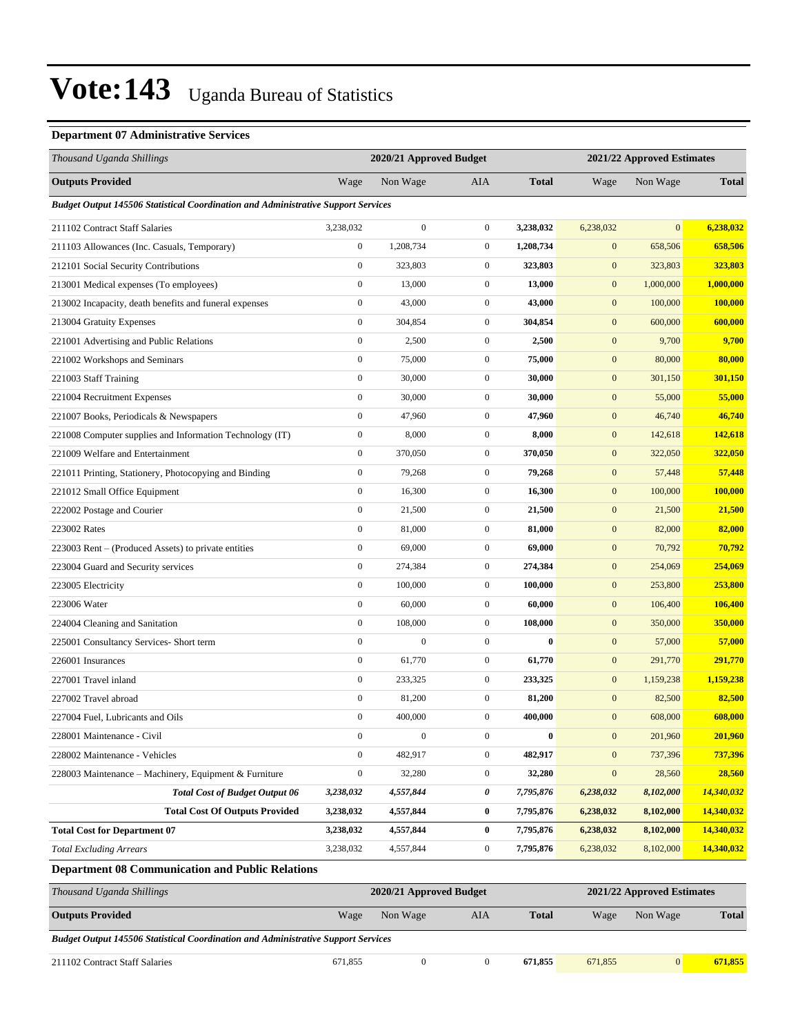# Vote:143 Uganda Bureau of Statistics

### Department 07 Administrative Services

| *Thousand Uganda Shillings* | 2020/21 Approved Budget | | | | 2021/22 Approved Estimates | | |
|---|---|---|---|---|---|---|---|
| **Outputs Provided** | Wage | Non Wage | AIA | **Total** | Wage | Non Wage | **Total** |
| ***Budget Output 145506 Statistical Coordination and Administrative Support Services*** | | | | | | | |
| 211102 Contract Staff Salaries | 3,238,032 | 0 | 0 | **3,238,032** | 6,238,032 | 0 | **6,238,032** |
| 211103 Allowances (Inc. Casuals, Temporary) | 0 | 1,208,734 | 0 | **1,208,734** | 0 | 658,506 | **658,506** |
| 212101 Social Security Contributions | 0 | 323,803 | 0 | **323,803** | 0 | 323,803 | **323,803** |
| 213001 Medical expenses (To employees) | 0 | 13,000 | 0 | **13,000** | 0 | 1,000,000 | **1,000,000** |
| 213002 Incapacity, death benefits and funeral expenses | 0 | 43,000 | 0 | **43,000** | 0 | 100,000 | **100,000** |
| 213004 Gratuity Expenses | 0 | 304,854 | 0 | **304,854** | 0 | 600,000 | **600,000** |
| 221001 Advertising and Public Relations | 0 | 2,500 | 0 | **2,500** | 0 | 9,700 | **9,700** |
| 221002 Workshops and Seminars | 0 | 75,000 | 0 | **75,000** | 0 | 80,000 | **80,000** |
| 221003 Staff Training | 0 | 30,000 | 0 | **30,000** | 0 | 301,150 | **301,150** |
| 221004 Recruitment Expenses | 0 | 30,000 | 0 | **30,000** | 0 | 55,000 | **55,000** |
| 221007 Books, Periodicals & Newspapers | 0 | 47,960 | 0 | **47,960** | 0 | 46,740 | **46,740** |
| 221008 Computer supplies and Information Technology (IT) | 0 | 8,000 | 0 | **8,000** | 0 | 142,618 | **142,618** |
| 221009 Welfare and Entertainment | 0 | 370,050 | 0 | **370,050** | 0 | 322,050 | **322,050** |
| 221011 Printing, Stationery, Photocopying and Binding | 0 | 79,268 | 0 | **79,268** | 0 | 57,448 | **57,448** |
| 221012 Small Office Equipment | 0 | 16,300 | 0 | **16,300** | 0 | 100,000 | **100,000** |
| 222002 Postage and Courier | 0 | 21,500 | 0 | **21,500** | 0 | 21,500 | **21,500** |
| 223002 Rates | 0 | 81,000 | 0 | **81,000** | 0 | 82,000 | **82,000** |
| 223003 Rent – (Produced Assets) to private entities | 0 | 69,000 | 0 | **69,000** | 0 | 70,792 | **70,792** |
| 223004 Guard and Security services | 0 | 274,384 | 0 | **274,384** | 0 | 254,069 | **254,069** |
| 223005 Electricity | 0 | 100,000 | 0 | **100,000** | 0 | 253,800 | **253,800** |
| 223006 Water | 0 | 60,000 | 0 | **60,000** | 0 | 106,400 | **106,400** |
| 224004 Cleaning and Sanitation | 0 | 108,000 | 0 | **108,000** | 0 | 350,000 | **350,000** |
| 225001 Consultancy Services- Short term | 0 | 0 | 0 | **0** | 0 | 57,000 | **57,000** |
| 226001 Insurances | 0 | 61,770 | 0 | **61,770** | 0 | 291,770 | **291,770** |
| 227001 Travel inland | 0 | 233,325 | 0 | **233,325** | 0 | 1,159,238 | **1,159,238** |
| 227002 Travel abroad | 0 | 81,200 | 0 | **81,200** | 0 | 82,500 | **82,500** |
| 227004 Fuel, Lubricants and Oils | 0 | 400,000 | 0 | **400,000** | 0 | 608,000 | **608,000** |
| 228001 Maintenance - Civil | 0 | 0 | 0 | **0** | 0 | 201,960 | **201,960** |
| 228002 Maintenance - Vehicles | 0 | 482,917 | 0 | **482,917** | 0 | 737,396 | **737,396** |
| 228003 Maintenance – Machinery, Equipment & Furniture | 0 | 32,280 | 0 | **32,280** | 0 | 28,560 | **28,560** |
| ***Total Cost of Budget Output 06*** | ***3,238,032*** | ***4,557,844*** | ***0*** | ***7,795,876*** | ***6,238,032*** | ***8,102,000*** | ***14,340,032*** |
| **Total Cost Of Outputs Provided** | **3,238,032** | **4,557,844** | **0** | **7,795,876** | **6,238,032** | **8,102,000** | **14,340,032** |
| **Total Cost for Department 07** | **3,238,032** | **4,557,844** | **0** | **7,795,876** | **6,238,032** | **8,102,000** | **14,340,032** |
| *Total Excluding Arrears* | 3,238,032 | 4,557,844 | 0 | 7,795,876 | 6,238,032 | 8,102,000 | 14,340,032 |

### Department 08 Communication and Public Relations

| *Thousand Uganda Shillings* | 2020/21 Approved Budget | | | | 2021/22 Approved Estimates | | |
|---|---|---|---|---|---|---|---|
| **Outputs Provided** | Wage | Non Wage | AIA | **Total** | Wage | Non Wage | **Total** |
| ***Budget Output 145506 Statistical Coordination and Administrative Support Services*** | | | | | | | |
| 211102 Contract Staff Salaries | 671,855 | 0 | 0 | **671,855** | 671,855 | 0 | **671,855** |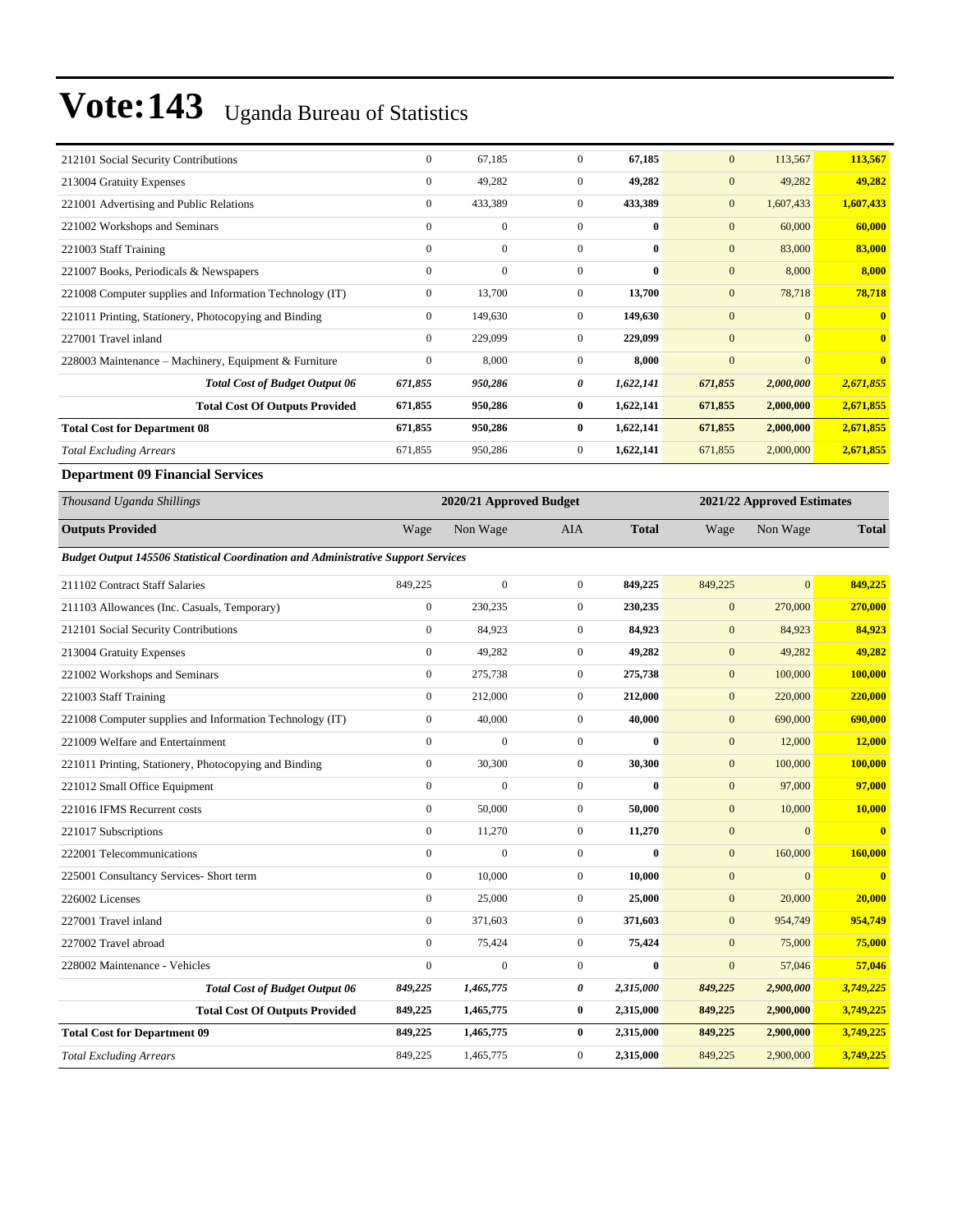# Vote:143 Uganda Bureau of Statistics

| | Wage | Non Wage | AIA | Total | Wage | Non Wage | Total |
|---|---|---|---|---|---|---|---|
| 212101 Social Security Contributions | 0 | 67,185 | 0 | **67,185** | 0 | 113,567 | **113,567** |
| 213004 Gratuity Expenses | 0 | 49,282 | 0 | **49,282** | 0 | 49,282 | **49,282** |
| 221001 Advertising and Public Relations | 0 | 433,389 | 0 | **433,389** | 0 | 1,607,433 | **1,607,433** |
| 221002 Workshops and Seminars | 0 | 0 | 0 | **0** | 0 | 60,000 | **60,000** |
| 221003 Staff Training | 0 | 0 | 0 | **0** | 0 | 83,000 | **83,000** |
| 221007 Books, Periodicals & Newspapers | 0 | 0 | 0 | **0** | 0 | 8,000 | **8,000** |
| 221008 Computer supplies and Information Technology (IT) | 0 | 13,700 | 0 | **13,700** | 0 | 78,718 | **78,718** |
| 221011 Printing, Stationery, Photocopying and Binding | 0 | 149,630 | 0 | **149,630** | 0 | 0 | **0** |
| 227001 Travel inland | 0 | 229,099 | 0 | **229,099** | 0 | 0 | **0** |
| 228003 Maintenance – Machinery, Equipment & Furniture | 0 | 8,000 | 0 | **8,000** | 0 | 0 | **0** |
| ***Total Cost of Budget Output 06*** | ***671,855*** | ***950,286*** | ***0*** | ***1,622,141*** | ***671,855*** | ***2,000,000*** | ***2,671,855*** |
| **Total Cost Of Outputs Provided** | **671,855** | **950,286** | **0** | **1,622,141** | **671,855** | **2,000,000** | **2,671,855** |
| **Total Cost for Department 08** | **671,855** | **950,286** | **0** | **1,622,141** | **671,855** | **2,000,000** | **2,671,855** |
| *Total Excluding Arrears* | 671,855 | 950,286 | 0 | **1,622,141** | 671,855 | 2,000,000 | **2,671,855** |

**Department 09 Financial Services**

| *Thousand Uganda Shillings* | 2020/21 Approved Budget | | | | 2021/22 Approved Estimates | | |
|---|---|---|---|---|---|---|---|
| **Outputs Provided** | Wage | Non Wage | AIA | **Total** | Wage | Non Wage | **Total** |
| ***Budget Output 145506 Statistical Coordination and Administrative Support Services*** | | | | | | | |
| 211102 Contract Staff Salaries | 849,225 | 0 | 0 | **849,225** | 849,225 | 0 | **849,225** |
| 211103 Allowances (Inc. Casuals, Temporary) | 0 | 230,235 | 0 | **230,235** | 0 | 270,000 | **270,000** |
| 212101 Social Security Contributions | 0 | 84,923 | 0 | **84,923** | 0 | 84,923 | **84,923** |
| 213004 Gratuity Expenses | 0 | 49,282 | 0 | **49,282** | 0 | 49,282 | **49,282** |
| 221002 Workshops and Seminars | 0 | 275,738 | 0 | **275,738** | 0 | 100,000 | **100,000** |
| 221003 Staff Training | 0 | 212,000 | 0 | **212,000** | 0 | 220,000 | **220,000** |
| 221008 Computer supplies and Information Technology (IT) | 0 | 40,000 | 0 | **40,000** | 0 | 690,000 | **690,000** |
| 221009 Welfare and Entertainment | 0 | 0 | 0 | **0** | 0 | 12,000 | **12,000** |
| 221011 Printing, Stationery, Photocopying and Binding | 0 | 30,300 | 0 | **30,300** | 0 | 100,000 | **100,000** |
| 221012 Small Office Equipment | 0 | 0 | 0 | **0** | 0 | 97,000 | **97,000** |
| 221016 IFMS Recurrent costs | 0 | 50,000 | 0 | **50,000** | 0 | 10,000 | **10,000** |
| 221017 Subscriptions | 0 | 11,270 | 0 | **11,270** | 0 | 0 | **0** |
| 222001 Telecommunications | 0 | 0 | 0 | **0** | 0 | 160,000 | **160,000** |
| 225001 Consultancy Services- Short term | 0 | 10,000 | 0 | **10,000** | 0 | 0 | **0** |
| 226002 Licenses | 0 | 25,000 | 0 | **25,000** | 0 | 20,000 | **20,000** |
| 227001 Travel inland | 0 | 371,603 | 0 | **371,603** | 0 | 954,749 | **954,749** |
| 227002 Travel abroad | 0 | 75,424 | 0 | **75,424** | 0 | 75,000 | **75,000** |
| 228002 Maintenance - Vehicles | 0 | 0 | 0 | **0** | 0 | 57,046 | **57,046** |
| ***Total Cost of Budget Output 06*** | ***849,225*** | ***1,465,775*** | ***0*** | ***2,315,000*** | ***849,225*** | ***2,900,000*** | ***3,749,225*** |
| **Total Cost Of Outputs Provided** | **849,225** | **1,465,775** | **0** | **2,315,000** | **849,225** | **2,900,000** | **3,749,225** |
| **Total Cost for Department 09** | **849,225** | **1,465,775** | **0** | **2,315,000** | **849,225** | **2,900,000** | **3,749,225** |
| *Total Excluding Arrears* | 849,225 | 1,465,775 | 0 | **2,315,000** | 849,225 | 2,900,000 | **3,749,225** |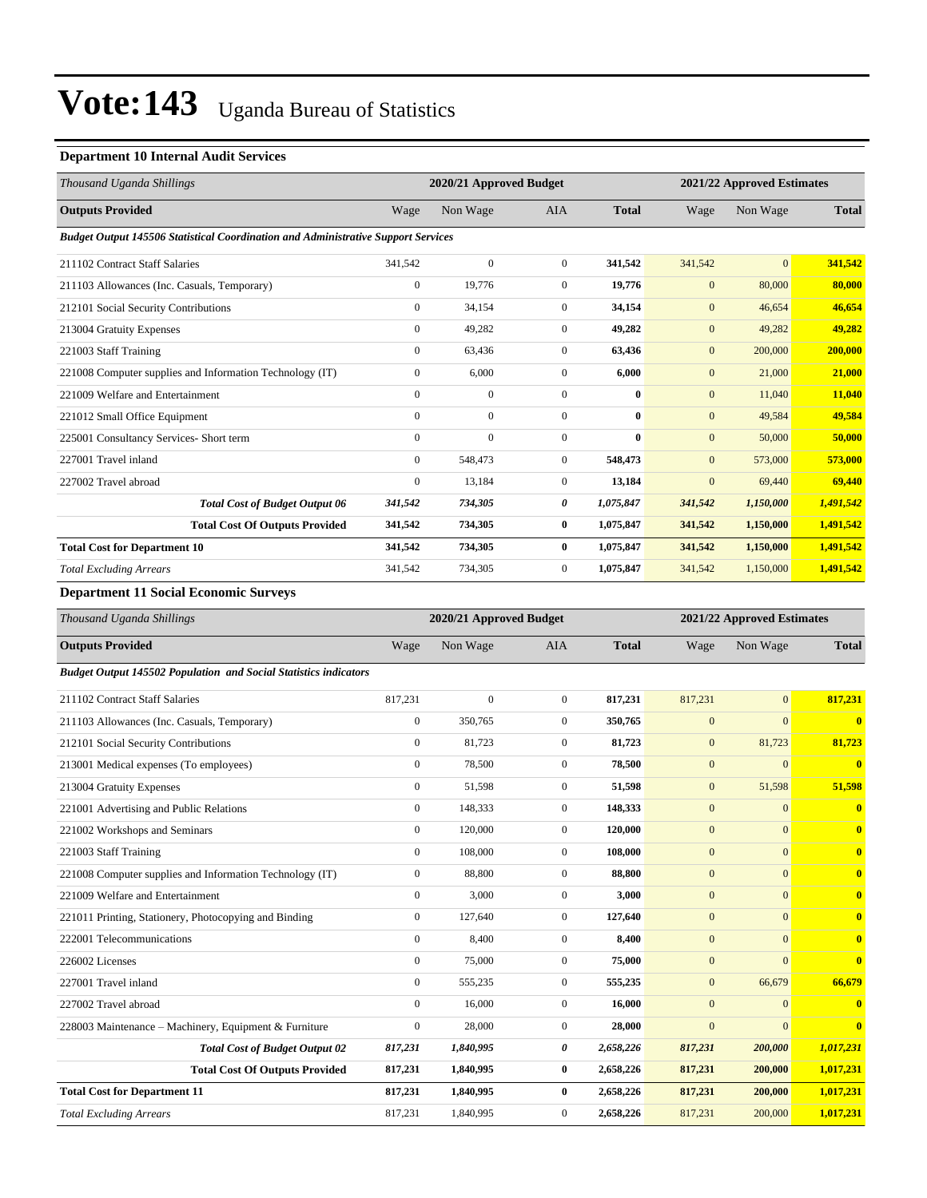# Vote:143 Uganda Bureau of Statistics

**Department 10 Internal Audit Services**

| *Thousand Uganda Shillings* | 2020/21 Approved Budget | | | | 2021/22 Approved Estimates | | |
|---|---|---|---|---|---|---|---|
| **Outputs Provided** | Wage | Non Wage | AIA | **Total** | Wage | Non Wage | **Total** |
| ***Budget Output 145506 Statistical Coordination and Administrative Support Services*** | | | | | | | |
| 211102 Contract Staff Salaries | 341,542 | 0 | 0 | **341,542** | 341,542 | 0 | **341,542** |
| 211103 Allowances (Inc. Casuals, Temporary) | 0 | 19,776 | 0 | **19,776** | 0 | 80,000 | **80,000** |
| 212101 Social Security Contributions | 0 | 34,154 | 0 | **34,154** | 0 | 46,654 | **46,654** |
| 213004 Gratuity Expenses | 0 | 49,282 | 0 | **49,282** | 0 | 49,282 | **49,282** |
| 221003 Staff Training | 0 | 63,436 | 0 | **63,436** | 0 | 200,000 | **200,000** |
| 221008 Computer supplies and Information Technology (IT) | 0 | 6,000 | 0 | **6,000** | 0 | 21,000 | **21,000** |
| 221009 Welfare and Entertainment | 0 | 0 | 0 | **0** | 0 | 11,040 | **11,040** |
| 221012 Small Office Equipment | 0 | 0 | 0 | **0** | 0 | 49,584 | **49,584** |
| 225001 Consultancy Services- Short term | 0 | 0 | 0 | **0** | 0 | 50,000 | **50,000** |
| 227001 Travel inland | 0 | 548,473 | 0 | **548,473** | 0 | 573,000 | **573,000** |
| 227002 Travel abroad | 0 | 13,184 | 0 | **13,184** | 0 | 69,440 | **69,440** |
| ***Total Cost of Budget Output 06*** | ***341,542*** | ***734,305*** | ***0*** | ***1,075,847*** | ***341,542*** | ***1,150,000*** | ***1,491,542*** |
| **Total Cost Of Outputs Provided** | **341,542** | **734,305** | **0** | **1,075,847** | **341,542** | **1,150,000** | **1,491,542** |
| **Total Cost for Department 10** | **341,542** | **734,305** | **0** | **1,075,847** | **341,542** | **1,150,000** | **1,491,542** |
| *Total Excluding Arrears* | 341,542 | 734,305 | 0 | **1,075,847** | 341,542 | 1,150,000 | **1,491,542** |

**Department 11 Social Economic Surveys**

| *Thousand Uganda Shillings* | 2020/21 Approved Budget | | | | 2021/22 Approved Estimates | | |
|---|---|---|---|---|---|---|---|
| **Outputs Provided** | Wage | Non Wage | AIA | **Total** | Wage | Non Wage | **Total** |
| ***Budget Output 145502 Population and Social Statistics indicators*** | | | | | | | |
| 211102 Contract Staff Salaries | 817,231 | 0 | 0 | **817,231** | 817,231 | 0 | **817,231** |
| 211103 Allowances (Inc. Casuals, Temporary) | 0 | 350,765 | 0 | **350,765** | 0 | 0 | **0** |
| 212101 Social Security Contributions | 0 | 81,723 | 0 | **81,723** | 0 | 81,723 | **81,723** |
| 213001 Medical expenses (To employees) | 0 | 78,500 | 0 | **78,500** | 0 | 0 | **0** |
| 213004 Gratuity Expenses | 0 | 51,598 | 0 | **51,598** | 0 | 51,598 | **51,598** |
| 221001 Advertising and Public Relations | 0 | 148,333 | 0 | **148,333** | 0 | 0 | **0** |
| 221002 Workshops and Seminars | 0 | 120,000 | 0 | **120,000** | 0 | 0 | **0** |
| 221003 Staff Training | 0 | 108,000 | 0 | **108,000** | 0 | 0 | **0** |
| 221008 Computer supplies and Information Technology (IT) | 0 | 88,800 | 0 | **88,800** | 0 | 0 | **0** |
| 221009 Welfare and Entertainment | 0 | 3,000 | 0 | **3,000** | 0 | 0 | **0** |
| 221011 Printing, Stationery, Photocopying and Binding | 0 | 127,640 | 0 | **127,640** | 0 | 0 | **0** |
| 222001 Telecommunications | 0 | 8,400 | 0 | **8,400** | 0 | 0 | **0** |
| 226002 Licenses | 0 | 75,000 | 0 | **75,000** | 0 | 0 | **0** |
| 227001 Travel inland | 0 | 555,235 | 0 | **555,235** | 0 | 66,679 | **66,679** |
| 227002 Travel abroad | 0 | 16,000 | 0 | **16,000** | 0 | 0 | **0** |
| 228003 Maintenance – Machinery, Equipment & Furniture | 0 | 28,000 | 0 | **28,000** | 0 | 0 | **0** |
| ***Total Cost of Budget Output 02*** | ***817,231*** | ***1,840,995*** | ***0*** | ***2,658,226*** | ***817,231*** | ***200,000*** | ***1,017,231*** |
| **Total Cost Of Outputs Provided** | **817,231** | **1,840,995** | **0** | **2,658,226** | **817,231** | **200,000** | **1,017,231** |
| **Total Cost for Department 11** | **817,231** | **1,840,995** | **0** | **2,658,226** | **817,231** | **200,000** | **1,017,231** |
| *Total Excluding Arrears* | 817,231 | 1,840,995 | 0 | **2,658,226** | 817,231 | 200,000 | **1,017,231** |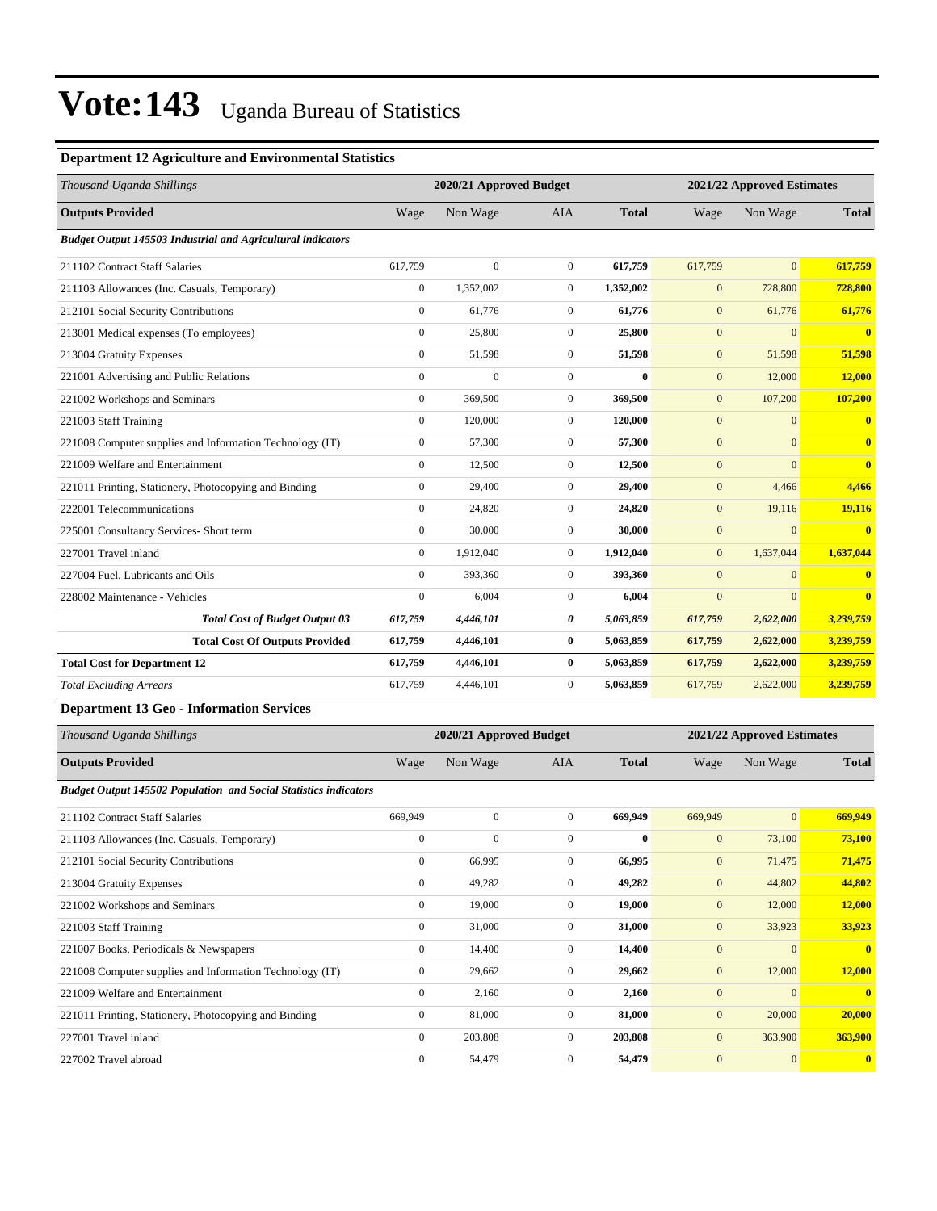# Vote:143 Uganda Bureau of Statistics

### Department 12 Agriculture and Environmental Statistics

| *Thousand Uganda Shillings* | 2020/21 Approved Budget | | | | 2021/22 Approved Estimates | | |
|---|---|---|---|---|---|---|---|
| **Outputs Provided** | Wage | Non Wage | AIA | **Total** | Wage | Non Wage | **Total** |
| ***Budget Output 145503 Industrial and Agricultural indicators*** | | | | | | | |
| 211102 Contract Staff Salaries | 617,759 | 0 | 0 | **617,759** | 617,759 | 0 | **617,759** |
| 211103 Allowances (Inc. Casuals, Temporary) | 0 | 1,352,002 | 0 | **1,352,002** | 0 | 728,800 | **728,800** |
| 212101 Social Security Contributions | 0 | 61,776 | 0 | **61,776** | 0 | 61,776 | **61,776** |
| 213001 Medical expenses (To employees) | 0 | 25,800 | 0 | **25,800** | 0 | 0 | **0** |
| 213004 Gratuity Expenses | 0 | 51,598 | 0 | **51,598** | 0 | 51,598 | **51,598** |
| 221001 Advertising and Public Relations | 0 | 0 | 0 | **0** | 0 | 12,000 | **12,000** |
| 221002 Workshops and Seminars | 0 | 369,500 | 0 | **369,500** | 0 | 107,200 | **107,200** |
| 221003 Staff Training | 0 | 120,000 | 0 | **120,000** | 0 | 0 | **0** |
| 221008 Computer supplies and Information Technology (IT) | 0 | 57,300 | 0 | **57,300** | 0 | 0 | **0** |
| 221009 Welfare and Entertainment | 0 | 12,500 | 0 | **12,500** | 0 | 0 | **0** |
| 221011 Printing, Stationery, Photocopying and Binding | 0 | 29,400 | 0 | **29,400** | 0 | 4,466 | **4,466** |
| 222001 Telecommunications | 0 | 24,820 | 0 | **24,820** | 0 | 19,116 | **19,116** |
| 225001 Consultancy Services- Short term | 0 | 30,000 | 0 | **30,000** | 0 | 0 | **0** |
| 227001 Travel inland | 0 | 1,912,040 | 0 | **1,912,040** | 0 | 1,637,044 | **1,637,044** |
| 227004 Fuel, Lubricants and Oils | 0 | 393,360 | 0 | **393,360** | 0 | 0 | **0** |
| 228002 Maintenance - Vehicles | 0 | 6,004 | 0 | **6,004** | 0 | 0 | **0** |
| ***Total Cost of Budget Output 03*** | ***617,759*** | ***4,446,101*** | ***0*** | ***5,063,859*** | ***617,759*** | ***2,622,000*** | ***3,239,759*** |
| **Total Cost Of Outputs Provided** | **617,759** | **4,446,101** | **0** | **5,063,859** | **617,759** | **2,622,000** | **3,239,759** |
| **Total Cost for Department 12** | **617,759** | **4,446,101** | **0** | **5,063,859** | **617,759** | **2,622,000** | **3,239,759** |
| *Total Excluding Arrears* | 617,759 | 4,446,101 | 0 | **5,063,859** | 617,759 | 2,622,000 | **3,239,759** |

### Department 13 Geo - Information Services

| *Thousand Uganda Shillings* | 2020/21 Approved Budget | | | | 2021/22 Approved Estimates | | |
|---|---|---|---|---|---|---|---|
| **Outputs Provided** | Wage | Non Wage | AIA | **Total** | Wage | Non Wage | **Total** |
| ***Budget Output 145502 Population and Social Statistics indicators*** | | | | | | | |
| 211102 Contract Staff Salaries | 669,949 | 0 | 0 | **669,949** | 669,949 | 0 | **669,949** |
| 211103 Allowances (Inc. Casuals, Temporary) | 0 | 0 | 0 | **0** | 0 | 73,100 | **73,100** |
| 212101 Social Security Contributions | 0 | 66,995 | 0 | **66,995** | 0 | 71,475 | **71,475** |
| 213004 Gratuity Expenses | 0 | 49,282 | 0 | **49,282** | 0 | 44,802 | **44,802** |
| 221002 Workshops and Seminars | 0 | 19,000 | 0 | **19,000** | 0 | 12,000 | **12,000** |
| 221003 Staff Training | 0 | 31,000 | 0 | **31,000** | 0 | 33,923 | **33,923** |
| 221007 Books, Periodicals & Newspapers | 0 | 14,400 | 0 | **14,400** | 0 | 0 | **0** |
| 221008 Computer supplies and Information Technology (IT) | 0 | 29,662 | 0 | **29,662** | 0 | 12,000 | **12,000** |
| 221009 Welfare and Entertainment | 0 | 2,160 | 0 | **2,160** | 0 | 0 | **0** |
| 221011 Printing, Stationery, Photocopying and Binding | 0 | 81,000 | 0 | **81,000** | 0 | 20,000 | **20,000** |
| 227001 Travel inland | 0 | 203,808 | 0 | **203,808** | 0 | 363,900 | **363,900** |
| 227002 Travel abroad | 0 | 54,479 | 0 | **54,479** | 0 | 0 | **0** |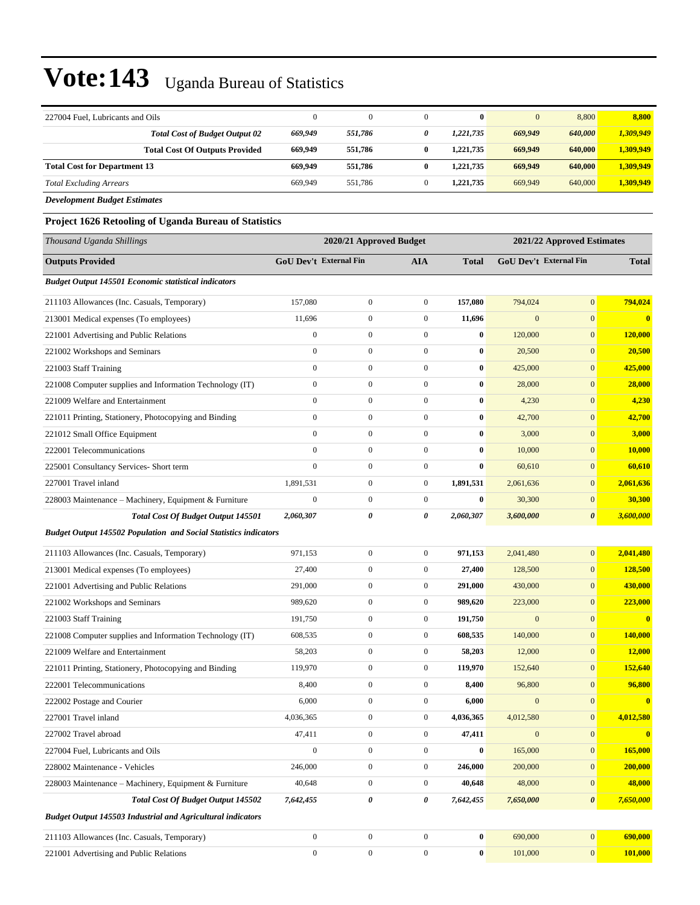# Vote:143 Uganda Bureau of Statistics

| | | | | | | | |
|---|---|---|---|---|---|---|---|
| 227004 Fuel, Lubricants and Oils | 0 | 0 | 0 | **0** | 0 | 8,800 | **8,800** |
| ***Total Cost of Budget Output 02*** | ***669,949*** | ***551,786*** | ***0*** | ***1,221,735*** | ***669,949*** | ***640,000*** | ***1,309,949*** |
| **Total Cost Of Outputs Provided** | **669,949** | **551,786** | **0** | **1,221,735** | **669,949** | **640,000** | **1,309,949** |
| **Total Cost for Department 13** | **669,949** | **551,786** | **0** | **1,221,735** | **669,949** | **640,000** | **1,309,949** |
| *Total Excluding Arrears* | 669,949 | 551,786 | 0 | **1,221,735** | 669,949 | 640,000 | **1,309,949** |

***Development Budget Estimates***

**Project 1626 Retooling of Uganda Bureau of Statistics**

| *Thousand Uganda Shillings* | 2020/21 Approved Budget | | | | 2021/22 Approved Estimates | | |
|---|---|---|---|---|---|---|---|
| **Outputs Provided** | **GoU Dev't** | **External Fin** | **AIA** | **Total** | **GoU Dev't** | **External Fin** | **Total** |
| ***Budget Output 145501 Economic statistical indicators*** | | | | | | | |
| 211103 Allowances (Inc. Casuals, Temporary) | 157,080 | 0 | 0 | **157,080** | 794,024 | 0 | **794,024** |
| 213001 Medical expenses (To employees) | 11,696 | 0 | 0 | **11,696** | 0 | 0 | **0** |
| 221001 Advertising and Public Relations | 0 | 0 | 0 | **0** | 120,000 | 0 | **120,000** |
| 221002 Workshops and Seminars | 0 | 0 | 0 | **0** | 20,500 | 0 | **20,500** |
| 221003 Staff Training | 0 | 0 | 0 | **0** | 425,000 | 0 | **425,000** |
| 221008 Computer supplies and Information Technology (IT) | 0 | 0 | 0 | **0** | 28,000 | 0 | **28,000** |
| 221009 Welfare and Entertainment | 0 | 0 | 0 | **0** | 4,230 | 0 | **4,230** |
| 221011 Printing, Stationery, Photocopying and Binding | 0 | 0 | 0 | **0** | 42,700 | 0 | **42,700** |
| 221012 Small Office Equipment | 0 | 0 | 0 | **0** | 3,000 | 0 | **3,000** |
| 222001 Telecommunications | 0 | 0 | 0 | **0** | 10,000 | 0 | **10,000** |
| 225001 Consultancy Services- Short term | 0 | 0 | 0 | **0** | 60,610 | 0 | **60,610** |
| 227001 Travel inland | 1,891,531 | 0 | 0 | **1,891,531** | 2,061,636 | 0 | **2,061,636** |
| 228003 Maintenance – Machinery, Equipment & Furniture | 0 | 0 | 0 | **0** | 30,300 | 0 | **30,300** |
| ***Total Cost Of Budget Output 145501*** | ***2,060,307*** | ***0*** | ***0*** | ***2,060,307*** | ***3,600,000*** | ***0*** | ***3,600,000*** |
| ***Budget Output 145502 Population and Social Statistics indicators*** | | | | | | | |
| 211103 Allowances (Inc. Casuals, Temporary) | 971,153 | 0 | 0 | **971,153** | 2,041,480 | 0 | **2,041,480** |
| 213001 Medical expenses (To employees) | 27,400 | 0 | 0 | **27,400** | 128,500 | 0 | **128,500** |
| 221001 Advertising and Public Relations | 291,000 | 0 | 0 | **291,000** | 430,000 | 0 | **430,000** |
| 221002 Workshops and Seminars | 989,620 | 0 | 0 | **989,620** | 223,000 | 0 | **223,000** |
| 221003 Staff Training | 191,750 | 0 | 0 | **191,750** | 0 | 0 | **0** |
| 221008 Computer supplies and Information Technology (IT) | 608,535 | 0 | 0 | **608,535** | 140,000 | 0 | **140,000** |
| 221009 Welfare and Entertainment | 58,203 | 0 | 0 | **58,203** | 12,000 | 0 | **12,000** |
| 221011 Printing, Stationery, Photocopying and Binding | 119,970 | 0 | 0 | **119,970** | 152,640 | 0 | **152,640** |
| 222001 Telecommunications | 8,400 | 0 | 0 | **8,400** | 96,800 | 0 | **96,800** |
| 222002 Postage and Courier | 6,000 | 0 | 0 | **6,000** | 0 | 0 | **0** |
| 227001 Travel inland | 4,036,365 | 0 | 0 | **4,036,365** | 4,012,580 | 0 | **4,012,580** |
| 227002 Travel abroad | 47,411 | 0 | 0 | **47,411** | 0 | 0 | **0** |
| 227004 Fuel, Lubricants and Oils | 0 | 0 | 0 | **0** | 165,000 | 0 | **165,000** |
| 228002 Maintenance - Vehicles | 246,000 | 0 | 0 | **246,000** | 200,000 | 0 | **200,000** |
| 228003 Maintenance – Machinery, Equipment & Furniture | 40,648 | 0 | 0 | **40,648** | 48,000 | 0 | **48,000** |
| ***Total Cost Of Budget Output 145502*** | ***7,642,455*** | ***0*** | ***0*** | ***7,642,455*** | ***7,650,000*** | ***0*** | ***7,650,000*** |
| ***Budget Output 145503 Industrial and Agricultural indicators*** | | | | | | | |
| 211103 Allowances (Inc. Casuals, Temporary) | 0 | 0 | 0 | **0** | 690,000 | 0 | **690,000** |
| 221001 Advertising and Public Relations | 0 | 0 | 0 | **0** | 101,000 | 0 | **101,000** |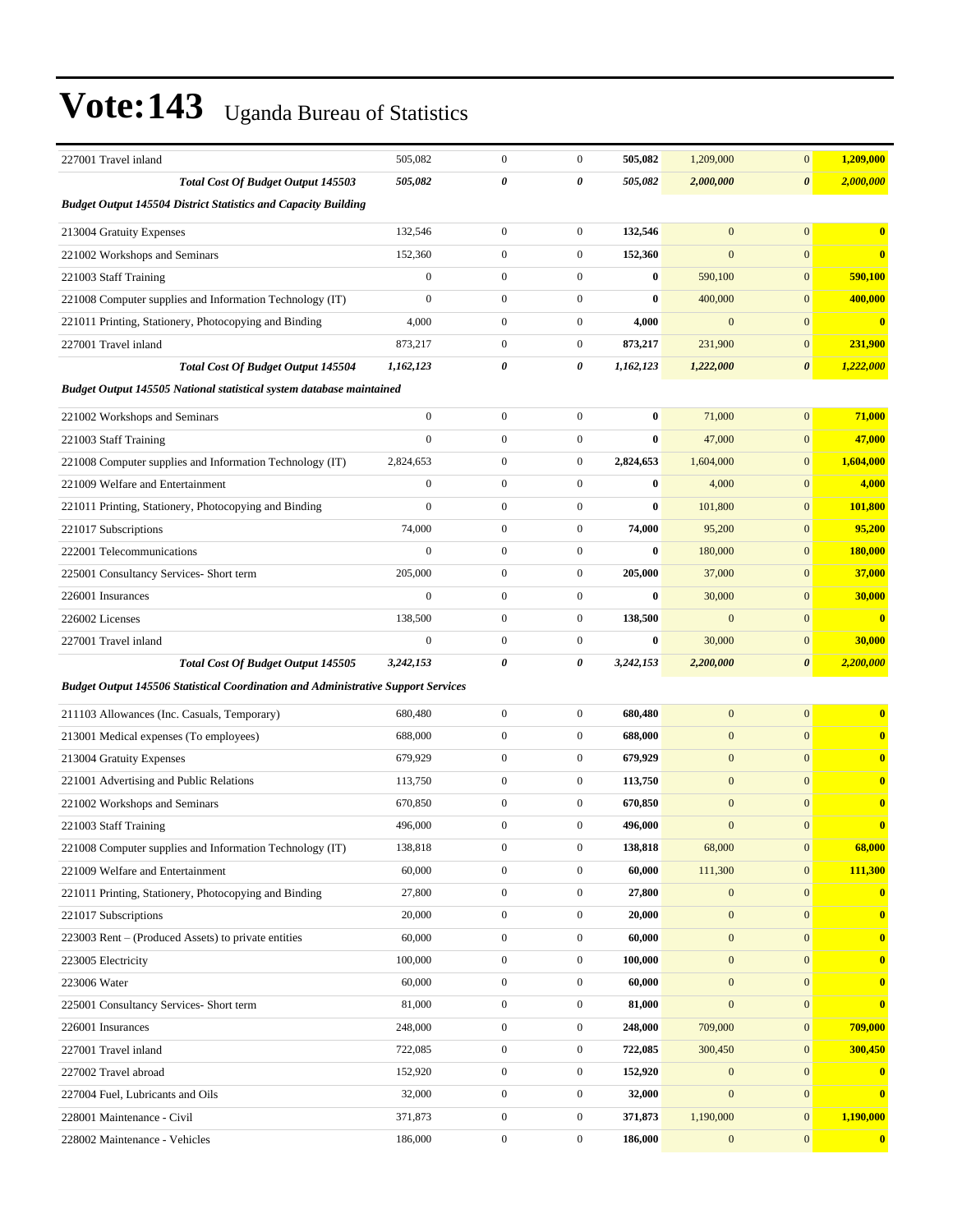# Vote:143 Uganda Bureau of Statistics

| | | | | | | | |
|---|---|---|---|---|---|---|---|
| 227001 Travel inland | 505,082 | 0 | 0 | **505,082** | 1,209,000 | 0 | **1,209,000** |
| ***Total Cost Of Budget Output 145503*** | ***505,082*** | ***0*** | ***0*** | ***505,082*** | ***2,000,000*** | ***0*** | ***2,000,000*** |
| ***Budget Output 145504 District Statistics and Capacity Building*** | | | | | | | |
| 213004 Gratuity Expenses | 132,546 | 0 | 0 | **132,546** | 0 | 0 | **0** |
| 221002 Workshops and Seminars | 152,360 | 0 | 0 | **152,360** | 0 | 0 | **0** |
| 221003 Staff Training | 0 | 0 | 0 | **0** | 590,100 | 0 | **590,100** |
| 221008 Computer supplies and Information Technology (IT) | 0 | 0 | 0 | **0** | 400,000 | 0 | **400,000** |
| 221011 Printing, Stationery, Photocopying and Binding | 4,000 | 0 | 0 | **4,000** | 0 | 0 | **0** |
| 227001 Travel inland | 873,217 | 0 | 0 | **873,217** | 231,900 | 0 | **231,900** |
| ***Total Cost Of Budget Output 145504*** | ***1,162,123*** | ***0*** | ***0*** | ***1,162,123*** | ***1,222,000*** | ***0*** | ***1,222,000*** |
| ***Budget Output 145505 National statistical system database maintained*** | | | | | | | |
| 221002 Workshops and Seminars | 0 | 0 | 0 | **0** | 71,000 | 0 | **71,000** |
| 221003 Staff Training | 0 | 0 | 0 | **0** | 47,000 | 0 | **47,000** |
| 221008 Computer supplies and Information Technology (IT) | 2,824,653 | 0 | 0 | **2,824,653** | 1,604,000 | 0 | **1,604,000** |
| 221009 Welfare and Entertainment | 0 | 0 | 0 | **0** | 4,000 | 0 | **4,000** |
| 221011 Printing, Stationery, Photocopying and Binding | 0 | 0 | 0 | **0** | 101,800 | 0 | **101,800** |
| 221017 Subscriptions | 74,000 | 0 | 0 | **74,000** | 95,200 | 0 | **95,200** |
| 222001 Telecommunications | 0 | 0 | 0 | **0** | 180,000 | 0 | **180,000** |
| 225001 Consultancy Services- Short term | 205,000 | 0 | 0 | **205,000** | 37,000 | 0 | **37,000** |
| 226001 Insurances | 0 | 0 | 0 | **0** | 30,000 | 0 | **30,000** |
| 226002 Licenses | 138,500 | 0 | 0 | **138,500** | 0 | 0 | **0** |
| 227001 Travel inland | 0 | 0 | 0 | **0** | 30,000 | 0 | **30,000** |
| ***Total Cost Of Budget Output 145505*** | ***3,242,153*** | ***0*** | ***0*** | ***3,242,153*** | ***2,200,000*** | ***0*** | ***2,200,000*** |
| ***Budget Output 145506 Statistical Coordination and Administrative Support Services*** | | | | | | | |
| 211103 Allowances (Inc. Casuals, Temporary) | 680,480 | 0 | 0 | **680,480** | 0 | 0 | **0** |
| 213001 Medical expenses (To employees) | 688,000 | 0 | 0 | **688,000** | 0 | 0 | **0** |
| 213004 Gratuity Expenses | 679,929 | 0 | 0 | **679,929** | 0 | 0 | **0** |
| 221001 Advertising and Public Relations | 113,750 | 0 | 0 | **113,750** | 0 | 0 | **0** |
| 221002 Workshops and Seminars | 670,850 | 0 | 0 | **670,850** | 0 | 0 | **0** |
| 221003 Staff Training | 496,000 | 0 | 0 | **496,000** | 0 | 0 | **0** |
| 221008 Computer supplies and Information Technology (IT) | 138,818 | 0 | 0 | **138,818** | 68,000 | 0 | **68,000** |
| 221009 Welfare and Entertainment | 60,000 | 0 | 0 | **60,000** | 111,300 | 0 | **111,300** |
| 221011 Printing, Stationery, Photocopying and Binding | 27,800 | 0 | 0 | **27,800** | 0 | 0 | **0** |
| 221017 Subscriptions | 20,000 | 0 | 0 | **20,000** | 0 | 0 | **0** |
| 223003 Rent – (Produced Assets) to private entities | 60,000 | 0 | 0 | **60,000** | 0 | 0 | **0** |
| 223005 Electricity | 100,000 | 0 | 0 | **100,000** | 0 | 0 | **0** |
| 223006 Water | 60,000 | 0 | 0 | **60,000** | 0 | 0 | **0** |
| 225001 Consultancy Services- Short term | 81,000 | 0 | 0 | **81,000** | 0 | 0 | **0** |
| 226001 Insurances | 248,000 | 0 | 0 | **248,000** | 709,000 | 0 | **709,000** |
| 227001 Travel inland | 722,085 | 0 | 0 | **722,085** | 300,450 | 0 | **300,450** |
| 227002 Travel abroad | 152,920 | 0 | 0 | **152,920** | 0 | 0 | **0** |
| 227004 Fuel, Lubricants and Oils | 32,000 | 0 | 0 | **32,000** | 0 | 0 | **0** |
| 228001 Maintenance - Civil | 371,873 | 0 | 0 | **371,873** | 1,190,000 | 0 | **1,190,000** |
| 228002 Maintenance - Vehicles | 186,000 | 0 | 0 | **186,000** | 0 | 0 | **0** |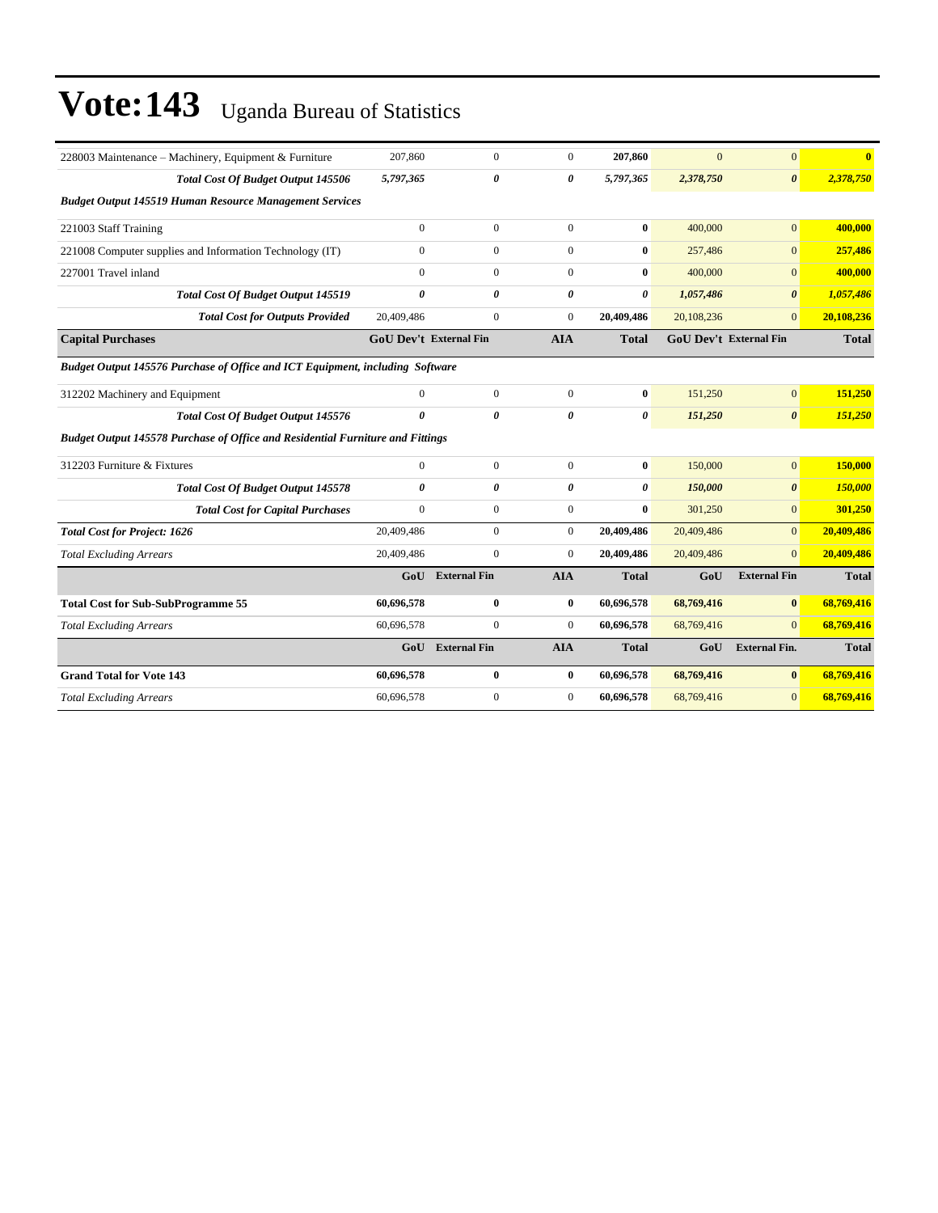# Vote:143 Uganda Bureau of Statistics

| | | | | | | | |
|---|---|---|---|---|---|---|---|
| 228003 Maintenance – Machinery, Equipment & Furniture | 207,860 | 0 | 0 | **207,860** | 0 | 0 | **0** |
| ***Total Cost Of Budget Output 145506*** | ***5,797,365*** | ***0*** | ***0*** | ***5,797,365*** | ***2,378,750*** | ***0*** | ***2,378,750*** |
| ***Budget Output 145519 Human Resource Management Services*** | | | | | | | |
| 221003 Staff Training | 0 | 0 | 0 | **0** | 400,000 | 0 | **400,000** |
| 221008 Computer supplies and Information Technology (IT) | 0 | 0 | 0 | **0** | 257,486 | 0 | **257,486** |
| 227001 Travel inland | 0 | 0 | 0 | **0** | 400,000 | 0 | **400,000** |
| ***Total Cost Of Budget Output 145519*** | ***0*** | ***0*** | ***0*** | ***0*** | ***1,057,486*** | ***0*** | ***1,057,486*** |
| ***Total Cost for Outputs Provided*** | 20,409,486 | 0 | 0 | **20,409,486** | 20,108,236 | 0 | **20,108,236** |
| **Capital Purchases** | **GoU Dev't** | **External Fin** | **AIA** | **Total** | **GoU Dev't** | **External Fin** | **Total** |
| ***Budget Output 145576 Purchase of Office and ICT Equipment, including Software*** | | | | | | | |
| 312202 Machinery and Equipment | 0 | 0 | 0 | **0** | 151,250 | 0 | **151,250** |
| ***Total Cost Of Budget Output 145576*** | ***0*** | ***0*** | ***0*** | ***0*** | ***151,250*** | ***0*** | ***151,250*** |
| ***Budget Output 145578 Purchase of Office and Residential Furniture and Fittings*** | | | | | | | |
| 312203 Furniture & Fixtures | 0 | 0 | 0 | **0** | 150,000 | 0 | **150,000** |
| ***Total Cost Of Budget Output 145578*** | ***0*** | ***0*** | ***0*** | ***0*** | ***150,000*** | ***0*** | ***150,000*** |
| ***Total Cost for Capital Purchases*** | 0 | 0 | 0 | **0** | 301,250 | 0 | **301,250** |
| ***Total Cost for Project: 1626*** | 20,409,486 | 0 | 0 | **20,409,486** | 20,409,486 | 0 | **20,409,486** |
| *Total Excluding Arrears* | 20,409,486 | 0 | 0 | **20,409,486** | 20,409,486 | 0 | **20,409,486** |
| | **GoU** | **External Fin** | **AIA** | **Total** | **GoU** | **External Fin** | **Total** |
| **Total Cost for Sub-SubProgramme 55** | **60,696,578** | **0** | **0** | **60,696,578** | **68,769,416** | **0** | **68,769,416** |
| *Total Excluding Arrears* | 60,696,578 | 0 | 0 | **60,696,578** | 68,769,416 | 0 | **68,769,416** |
| | **GoU** | **External Fin** | **AIA** | **Total** | **GoU** | **External Fin.** | **Total** |
| **Grand Total for Vote 143** | **60,696,578** | **0** | **0** | **60,696,578** | **68,769,416** | **0** | **68,769,416** |
| *Total Excluding Arrears* | 60,696,578 | 0 | 0 | **60,696,578** | 68,769,416 | 0 | **68,769,416** |